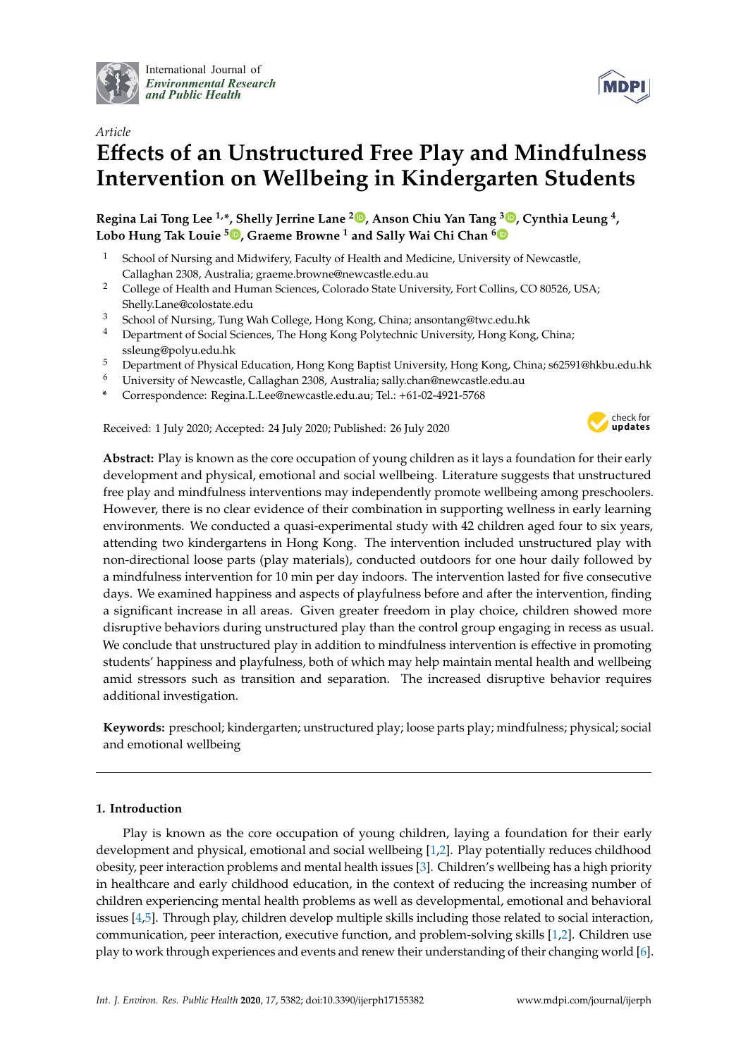Article

# Effects of an Unstructured Free Play and Mindfulness Intervention on Wellbeing in Kindergarten Students

**Regina Lai Tong Lee [1,*], Shelly Jerrine Lane [2], Anson Chiu Yan Tang [3], Cynthia Leung [4], Lobo Hung Tak Louie [5], Graeme Browne [1] and Sally Wai Chi Chan [6]**

1. School of Nursing and Midwifery, Faculty of Health and Medicine, University of Newcastle, Callaghan 2308, Australia; graeme.browne@newcastle.edu.au
2. College of Health and Human Sciences, Colorado State University, Fort Collins, CO 80526, USA; Shelly.Lane@colostate.edu
3. School of Nursing, Tung Wah College, Hong Kong, China; ansontang@twc.edu.hk
4. Department of Social Sciences, The Hong Kong Polytechnic University, Hong Kong, China; ssleung@polyu.edu.hk
5. Department of Physical Education, Hong Kong Baptist University, Hong Kong, China; s62591@hkbu.edu.hk
6. University of Newcastle, Callaghan 2308, Australia; sally.chan@newcastle.edu.au

\* Correspondence: Regina.L.Lee@newcastle.edu.au; Tel.: +61-02-4921-5768

Received: 1 July 2020; Accepted: 24 July 2020; Published: 26 July 2020

**Abstract:** Play is known as the core occupation of young children as it lays a foundation for their early development and physical, emotional and social wellbeing. Literature suggests that unstructured free play and mindfulness interventions may independently promote wellbeing among preschoolers. However, there is no clear evidence of their combination in supporting wellness in early learning environments. We conducted a quasi-experimental study with 42 children aged four to six years, attending two kindergartens in Hong Kong. The intervention included unstructured play with non-directional loose parts (play materials), conducted outdoors for one hour daily followed by a mindfulness intervention for 10 min per day indoors. The intervention lasted for five consecutive days. We examined happiness and aspects of playfulness before and after the intervention, finding a significant increase in all areas. Given greater freedom in play choice, children showed more disruptive behaviors during unstructured play than the control group engaging in recess as usual. We conclude that unstructured play in addition to mindfulness intervention is effective in promoting students' happiness and playfulness, both of which may help maintain mental health and wellbeing amid stressors such as transition and separation. The increased disruptive behavior requires additional investigation.

**Keywords:** preschool; kindergarten; unstructured play; loose parts play; mindfulness; physical; social and emotional wellbeing

## 1. Introduction

Play is known as the core occupation of young children, laying a foundation for their early development and physical, emotional and social wellbeing [1,2]. Play potentially reduces childhood obesity, peer interaction problems and mental health issues [3]. Children's wellbeing has a high priority in healthcare and early childhood education, in the context of reducing the increasing number of children experiencing mental health problems as well as developmental, emotional and behavioral issues [4,5]. Through play, children develop multiple skills including those related to social interaction, communication, peer interaction, executive function, and problem-solving skills [1,2]. Children use play to work through experiences and events and renew their understanding of their changing world [6].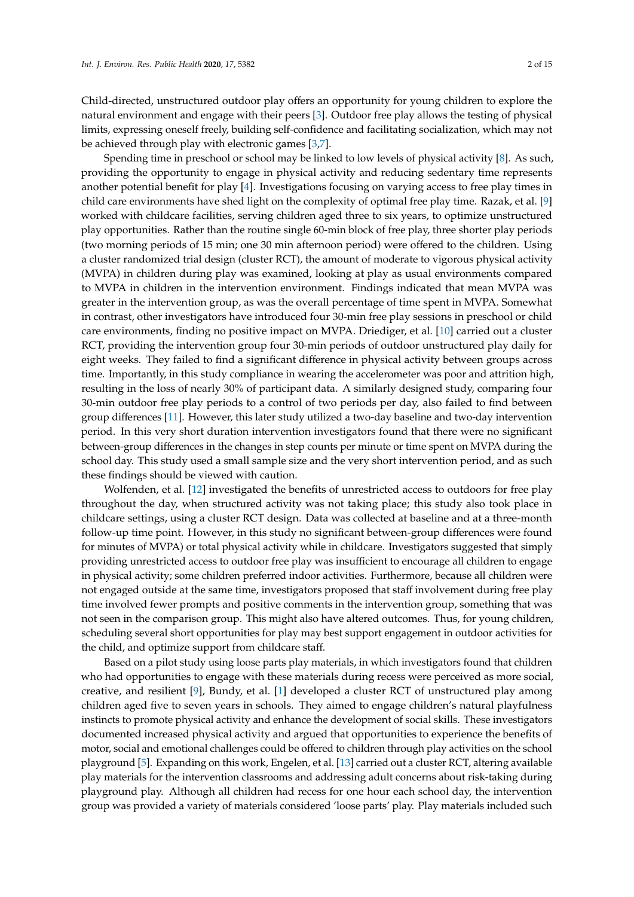Child-directed, unstructured outdoor play offers an opportunity for young children to explore the natural environment and engage with their peers [3]. Outdoor free play allows the testing of physical limits, expressing oneself freely, building self-confidence and facilitating socialization, which may not be achieved through play with electronic games [3,7].

Spending time in preschool or school may be linked to low levels of physical activity [8]. As such, providing the opportunity to engage in physical activity and reducing sedentary time represents another potential benefit for play [4]. Investigations focusing on varying access to free play times in child care environments have shed light on the complexity of optimal free play time. Razak, et al. [9] worked with childcare facilities, serving children aged three to six years, to optimize unstructured play opportunities. Rather than the routine single 60-min block of free play, three shorter play periods (two morning periods of 15 min; one 30 min afternoon period) were offered to the children. Using a cluster randomized trial design (cluster RCT), the amount of moderate to vigorous physical activity (MVPA) in children during play was examined, looking at play as usual environments compared to MVPA in children in the intervention environment. Findings indicated that mean MVPA was greater in the intervention group, as was the overall percentage of time spent in MVPA. Somewhat in contrast, other investigators have introduced four 30-min free play sessions in preschool or child care environments, finding no positive impact on MVPA. Driediger, et al. [10] carried out a cluster RCT, providing the intervention group four 30-min periods of outdoor unstructured play daily for eight weeks. They failed to find a significant difference in physical activity between groups across time. Importantly, in this study compliance in wearing the accelerometer was poor and attrition high, resulting in the loss of nearly 30% of participant data. A similarly designed study, comparing four 30-min outdoor free play periods to a control of two periods per day, also failed to find between group differences [11]. However, this later study utilized a two-day baseline and two-day intervention period. In this very short duration intervention investigators found that there were no significant between-group differences in the changes in step counts per minute or time spent on MVPA during the school day. This study used a small sample size and the very short intervention period, and as such these findings should be viewed with caution.

Wolfenden, et al. [12] investigated the benefits of unrestricted access to outdoors for free play throughout the day, when structured activity was not taking place; this study also took place in childcare settings, using a cluster RCT design. Data was collected at baseline and at a three-month follow-up time point. However, in this study no significant between-group differences were found for minutes of MVPA) or total physical activity while in childcare. Investigators suggested that simply providing unrestricted access to outdoor free play was insufficient to encourage all children to engage in physical activity; some children preferred indoor activities. Furthermore, because all children were not engaged outside at the same time, investigators proposed that staff involvement during free play time involved fewer prompts and positive comments in the intervention group, something that was not seen in the comparison group. This might also have altered outcomes. Thus, for young children, scheduling several short opportunities for play may best support engagement in outdoor activities for the child, and optimize support from childcare staff.

Based on a pilot study using loose parts play materials, in which investigators found that children who had opportunities to engage with these materials during recess were perceived as more social, creative, and resilient [9], Bundy, et al. [1] developed a cluster RCT of unstructured play among children aged five to seven years, in schools. They aimed to engage children's natural playfulness instincts to promote physical activity and enhance the development of social skills. These investigators documented increased physical activity and argued that opportunities to experience the benefits of motor, social and emotional challenges could be offered to children through play activities on the school playground [5]. Expanding on this work, Engelen, et al. [13] carried out a cluster RCT, altering available play materials for the intervention classrooms and addressing adult concerns about risk-taking during playground play. Although all children had recess for one hour each school day, the intervention group was provided a variety of materials considered 'loose parts' play. Play materials included such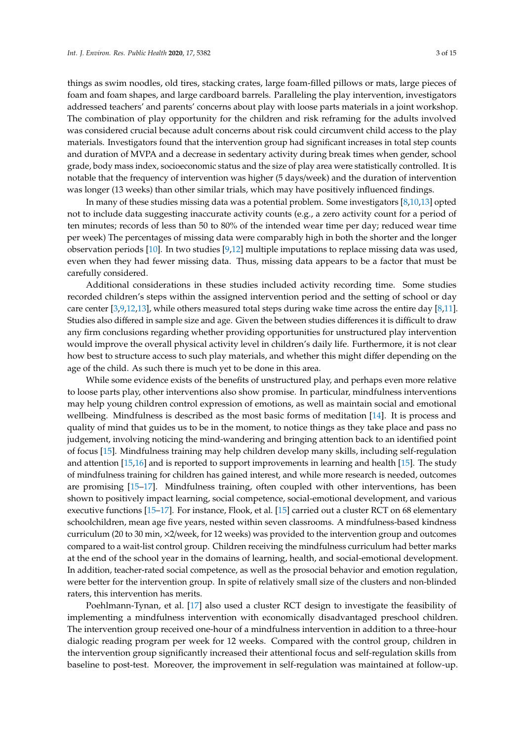things as swim noodles, old tires, stacking crates, large foam-filled pillows or mats, large pieces of foam and foam shapes, and large cardboard barrels. Paralleling the play intervention, investigators addressed teachers' and parents' concerns about play with loose parts materials in a joint workshop. The combination of play opportunity for the children and risk reframing for the adults involved was considered crucial because adult concerns about risk could circumvent child access to the play materials. Investigators found that the intervention group had significant increases in total step counts and duration of MVPA and a decrease in sedentary activity during break times when gender, school grade, body mass index, socioeconomic status and the size of play area were statistically controlled. It is notable that the frequency of intervention was higher (5 days/week) and the duration of intervention was longer (13 weeks) than other similar trials, which may have positively influenced findings.

In many of these studies missing data was a potential problem. Some investigators [8,10,13] opted not to include data suggesting inaccurate activity counts (e.g., a zero activity count for a period of ten minutes; records of less than 50 to 80% of the intended wear time per day; reduced wear time per week) The percentages of missing data were comparably high in both the shorter and the longer observation periods [10]. In two studies [9,12] multiple imputations to replace missing data was used, even when they had fewer missing data. Thus, missing data appears to be a factor that must be carefully considered.

Additional considerations in these studies included activity recording time. Some studies recorded children's steps within the assigned intervention period and the setting of school or day care center [3,9,12,13], while others measured total steps during wake time across the entire day [8,11]. Studies also differed in sample size and age. Given the between studies differences it is difficult to draw any firm conclusions regarding whether providing opportunities for unstructured play intervention would improve the overall physical activity level in children's daily life. Furthermore, it is not clear how best to structure access to such play materials, and whether this might differ depending on the age of the child. As such there is much yet to be done in this area.

While some evidence exists of the benefits of unstructured play, and perhaps even more relative to loose parts play, other interventions also show promise. In particular, mindfulness interventions may help young children control expression of emotions, as well as maintain social and emotional wellbeing. Mindfulness is described as the most basic forms of meditation [14]. It is process and quality of mind that guides us to be in the moment, to notice things as they take place and pass no judgement, involving noticing the mind-wandering and bringing attention back to an identified point of focus [15]. Mindfulness training may help children develop many skills, including self-regulation and attention [15,16] and is reported to support improvements in learning and health [15]. The study of mindfulness training for children has gained interest, and while more research is needed, outcomes are promising [15–17]. Mindfulness training, often coupled with other interventions, has been shown to positively impact learning, social competence, social-emotional development, and various executive functions [15–17]. For instance, Flook, et al. [15] carried out a cluster RCT on 68 elementary schoolchildren, mean age five years, nested within seven classrooms. A mindfulness-based kindness curriculum (20 to 30 min, ×2/week, for 12 weeks) was provided to the intervention group and outcomes compared to a wait-list control group. Children receiving the mindfulness curriculum had better marks at the end of the school year in the domains of learning, health, and social-emotional development. In addition, teacher-rated social competence, as well as the prosocial behavior and emotion regulation, were better for the intervention group. In spite of relatively small size of the clusters and non-blinded raters, this intervention has merits.

Poehlmann-Tynan, et al. [17] also used a cluster RCT design to investigate the feasibility of implementing a mindfulness intervention with economically disadvantaged preschool children. The intervention group received one-hour of a mindfulness intervention in addition to a three-hour dialogic reading program per week for 12 weeks. Compared with the control group, children in the intervention group significantly increased their attentional focus and self-regulation skills from baseline to post-test. Moreover, the improvement in self-regulation was maintained at follow-up.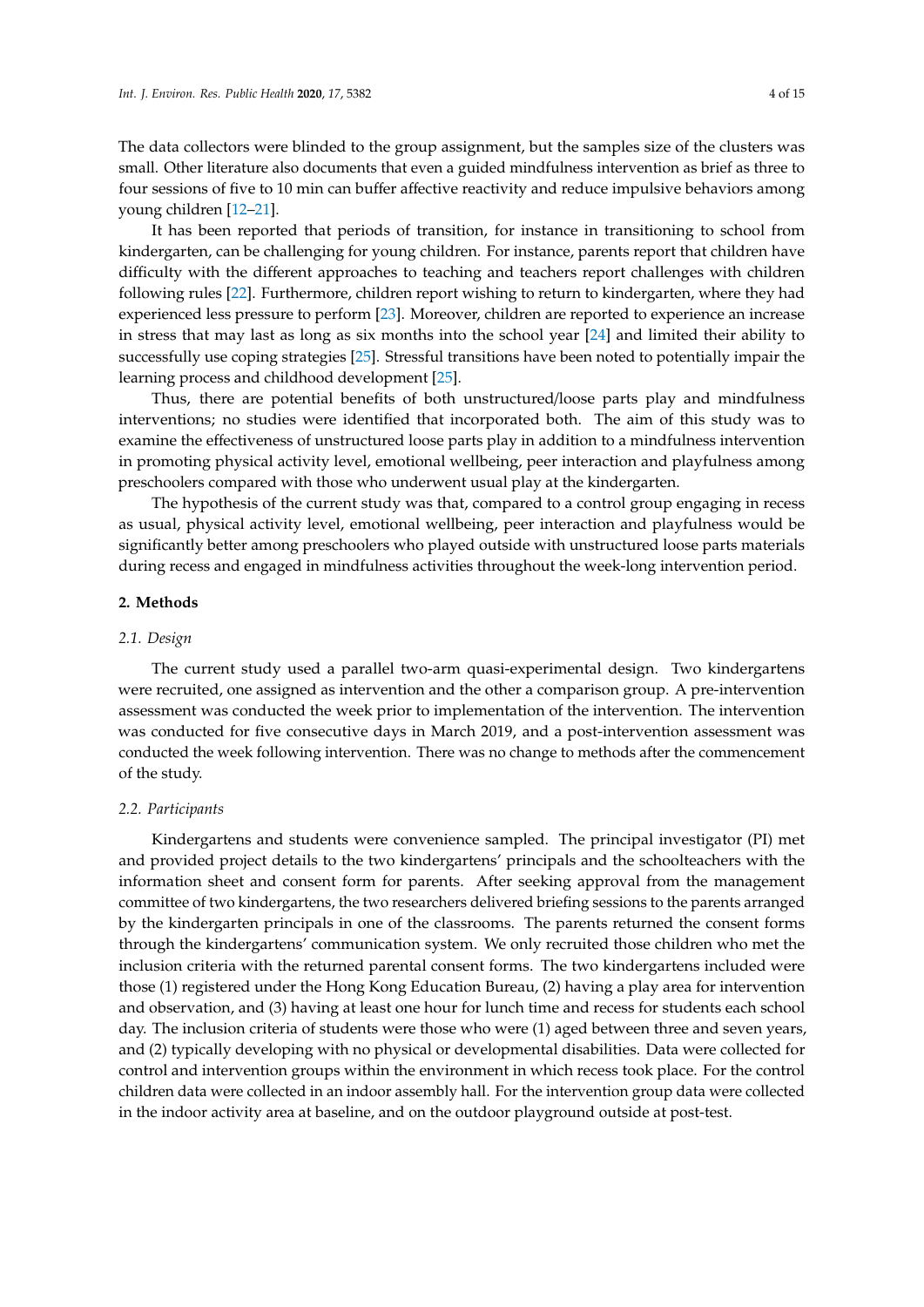The data collectors were blinded to the group assignment, but the samples size of the clusters was small. Other literature also documents that even a guided mindfulness intervention as brief as three to four sessions of five to 10 min can buffer affective reactivity and reduce impulsive behaviors among young children [12–21].

It has been reported that periods of transition, for instance in transitioning to school from kindergarten, can be challenging for young children. For instance, parents report that children have difficulty with the different approaches to teaching and teachers report challenges with children following rules [22]. Furthermore, children report wishing to return to kindergarten, where they had experienced less pressure to perform [23]. Moreover, children are reported to experience an increase in stress that may last as long as six months into the school year [24] and limited their ability to successfully use coping strategies [25]. Stressful transitions have been noted to potentially impair the learning process and childhood development [25].

Thus, there are potential benefits of both unstructured/loose parts play and mindfulness interventions; no studies were identified that incorporated both. The aim of this study was to examine the effectiveness of unstructured loose parts play in addition to a mindfulness intervention in promoting physical activity level, emotional wellbeing, peer interaction and playfulness among preschoolers compared with those who underwent usual play at the kindergarten.

The hypothesis of the current study was that, compared to a control group engaging in recess as usual, physical activity level, emotional wellbeing, peer interaction and playfulness would be significantly better among preschoolers who played outside with unstructured loose parts materials during recess and engaged in mindfulness activities throughout the week-long intervention period.

## 2. Methods

### 2.1. Design

The current study used a parallel two-arm quasi-experimental design. Two kindergartens were recruited, one assigned as intervention and the other a comparison group. A pre-intervention assessment was conducted the week prior to implementation of the intervention. The intervention was conducted for five consecutive days in March 2019, and a post-intervention assessment was conducted the week following intervention. There was no change to methods after the commencement of the study.

### 2.2. Participants

Kindergartens and students were convenience sampled. The principal investigator (PI) met and provided project details to the two kindergartens' principals and the schoolteachers with the information sheet and consent form for parents. After seeking approval from the management committee of two kindergartens, the two researchers delivered briefing sessions to the parents arranged by the kindergarten principals in one of the classrooms. The parents returned the consent forms through the kindergartens' communication system. We only recruited those children who met the inclusion criteria with the returned parental consent forms. The two kindergartens included were those (1) registered under the Hong Kong Education Bureau, (2) having a play area for intervention and observation, and (3) having at least one hour for lunch time and recess for students each school day. The inclusion criteria of students were those who were (1) aged between three and seven years, and (2) typically developing with no physical or developmental disabilities. Data were collected for control and intervention groups within the environment in which recess took place. For the control children data were collected in an indoor assembly hall. For the intervention group data were collected in the indoor activity area at baseline, and on the outdoor playground outside at post-test.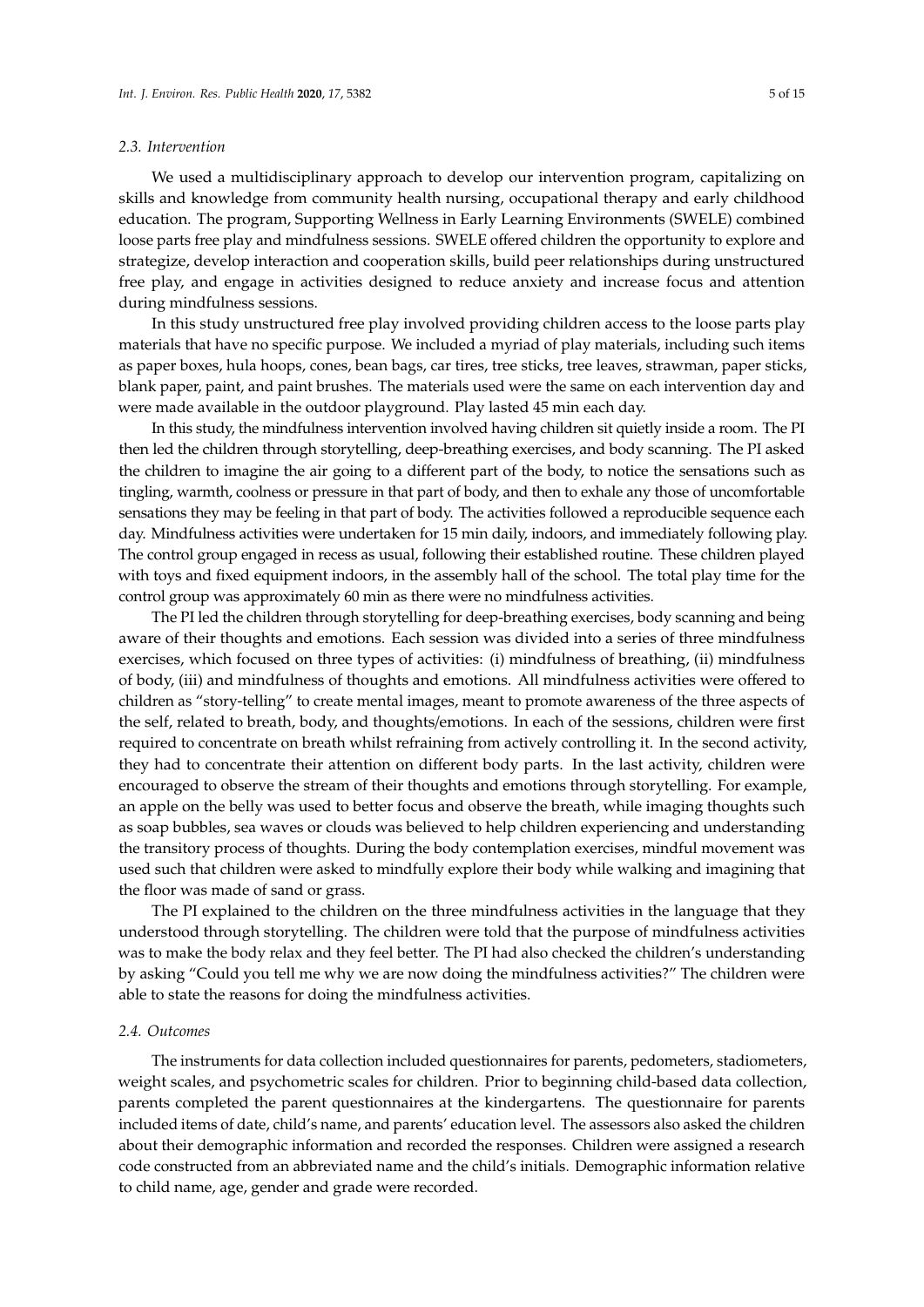### 2.3. Intervention

We used a multidisciplinary approach to develop our intervention program, capitalizing on skills and knowledge from community health nursing, occupational therapy and early childhood education. The program, Supporting Wellness in Early Learning Environments (SWELE) combined loose parts free play and mindfulness sessions. SWELE offered children the opportunity to explore and strategize, develop interaction and cooperation skills, build peer relationships during unstructured free play, and engage in activities designed to reduce anxiety and increase focus and attention during mindfulness sessions.

In this study unstructured free play involved providing children access to the loose parts play materials that have no specific purpose. We included a myriad of play materials, including such items as paper boxes, hula hoops, cones, bean bags, car tires, tree sticks, tree leaves, strawman, paper sticks, blank paper, paint, and paint brushes. The materials used were the same on each intervention day and were made available in the outdoor playground. Play lasted 45 min each day.

In this study, the mindfulness intervention involved having children sit quietly inside a room. The PI then led the children through storytelling, deep-breathing exercises, and body scanning. The PI asked the children to imagine the air going to a different part of the body, to notice the sensations such as tingling, warmth, coolness or pressure in that part of body, and then to exhale any those of uncomfortable sensations they may be feeling in that part of body. The activities followed a reproducible sequence each day. Mindfulness activities were undertaken for 15 min daily, indoors, and immediately following play. The control group engaged in recess as usual, following their established routine. These children played with toys and fixed equipment indoors, in the assembly hall of the school. The total play time for the control group was approximately 60 min as there were no mindfulness activities.

The PI led the children through storytelling for deep-breathing exercises, body scanning and being aware of their thoughts and emotions. Each session was divided into a series of three mindfulness exercises, which focused on three types of activities: (i) mindfulness of breathing, (ii) mindfulness of body, (iii) and mindfulness of thoughts and emotions. All mindfulness activities were offered to children as "story-telling" to create mental images, meant to promote awareness of the three aspects of the self, related to breath, body, and thoughts/emotions. In each of the sessions, children were first required to concentrate on breath whilst refraining from actively controlling it. In the second activity, they had to concentrate their attention on different body parts. In the last activity, children were encouraged to observe the stream of their thoughts and emotions through storytelling. For example, an apple on the belly was used to better focus and observe the breath, while imaging thoughts such as soap bubbles, sea waves or clouds was believed to help children experiencing and understanding the transitory process of thoughts. During the body contemplation exercises, mindful movement was used such that children were asked to mindfully explore their body while walking and imagining that the floor was made of sand or grass.

The PI explained to the children on the three mindfulness activities in the language that they understood through storytelling. The children were told that the purpose of mindfulness activities was to make the body relax and they feel better. The PI had also checked the children's understanding by asking "Could you tell me why we are now doing the mindfulness activities?" The children were able to state the reasons for doing the mindfulness activities.

### 2.4. Outcomes

The instruments for data collection included questionnaires for parents, pedometers, stadiometers, weight scales, and psychometric scales for children. Prior to beginning child-based data collection, parents completed the parent questionnaires at the kindergartens. The questionnaire for parents included items of date, child's name, and parents' education level. The assessors also asked the children about their demographic information and recorded the responses. Children were assigned a research code constructed from an abbreviated name and the child's initials. Demographic information relative to child name, age, gender and grade were recorded.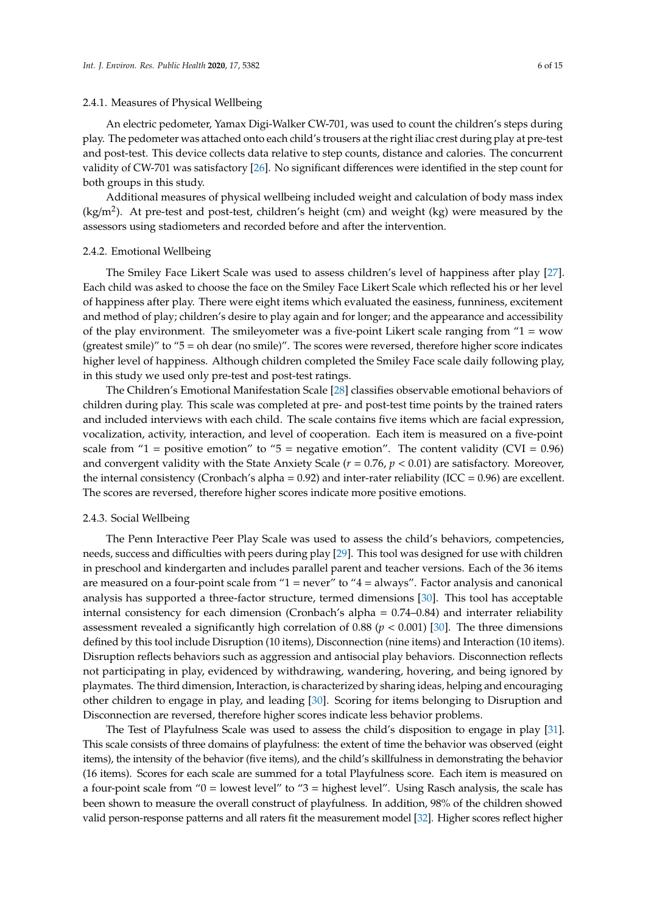#### 2.4.1. Measures of Physical Wellbeing

An electric pedometer, Yamax Digi-Walker CW-701, was used to count the children's steps during play. The pedometer was attached onto each child's trousers at the right iliac crest during play at pre-test and post-test. This device collects data relative to step counts, distance and calories. The concurrent validity of CW-701 was satisfactory [26]. No significant differences were identified in the step count for both groups in this study.

Additional measures of physical wellbeing included weight and calculation of body mass index ($kg/m^2$). At pre-test and post-test, children's height (cm) and weight (kg) were measured by the assessors using stadiometers and recorded before and after the intervention.

#### 2.4.2. Emotional Wellbeing

The Smiley Face Likert Scale was used to assess children's level of happiness after play [27]. Each child was asked to choose the face on the Smiley Face Likert Scale which reflected his or her level of happiness after play. There were eight items which evaluated the easiness, funniness, excitement and method of play; children's desire to play again and for longer; and the appearance and accessibility of the play environment. The smileyometer was a five-point Likert scale ranging from "1 = wow (greatest smile)" to "5 = oh dear (no smile)". The scores were reversed, therefore higher score indicates higher level of happiness. Although children completed the Smiley Face scale daily following play, in this study we used only pre-test and post-test ratings.

The Children's Emotional Manifestation Scale [28] classifies observable emotional behaviors of children during play. This scale was completed at pre- and post-test time points by the trained raters and included interviews with each child. The scale contains five items which are facial expression, vocalization, activity, interaction, and level of cooperation. Each item is measured on a five-point scale from "1 = positive emotion" to "5 = negative emotion". The content validity (CVI = 0.96) and convergent validity with the State Anxiety Scale ($r = 0.76$, $p < 0.01$) are satisfactory. Moreover, the internal consistency (Cronbach's alpha = 0.92) and inter-rater reliability (ICC = 0.96) are excellent. The scores are reversed, therefore higher scores indicate more positive emotions.

#### 2.4.3. Social Wellbeing

The Penn Interactive Peer Play Scale was used to assess the child's behaviors, competencies, needs, success and difficulties with peers during play [29]. This tool was designed for use with children in preschool and kindergarten and includes parallel parent and teacher versions. Each of the 36 items are measured on a four-point scale from "1 = never" to "4 = always". Factor analysis and canonical analysis has supported a three-factor structure, termed dimensions [30]. This tool has acceptable internal consistency for each dimension (Cronbach's alpha = 0.74–0.84) and interrater reliability assessment revealed a significantly high correlation of 0.88 ($p < 0.001$) [30]. The three dimensions defined by this tool include Disruption (10 items), Disconnection (nine items) and Interaction (10 items). Disruption reflects behaviors such as aggression and antisocial play behaviors. Disconnection reflects not participating in play, evidenced by withdrawing, wandering, hovering, and being ignored by playmates. The third dimension, Interaction, is characterized by sharing ideas, helping and encouraging other children to engage in play, and leading [30]. Scoring for items belonging to Disruption and Disconnection are reversed, therefore higher scores indicate less behavior problems.

The Test of Playfulness Scale was used to assess the child's disposition to engage in play [31]. This scale consists of three domains of playfulness: the extent of time the behavior was observed (eight items), the intensity of the behavior (five items), and the child's skillfulness in demonstrating the behavior (16 items). Scores for each scale are summed for a total Playfulness score. Each item is measured on a four-point scale from "0 = lowest level" to "3 = highest level". Using Rasch analysis, the scale has been shown to measure the overall construct of playfulness. In addition, 98% of the children showed valid person-response patterns and all raters fit the measurement model [32]. Higher scores reflect higher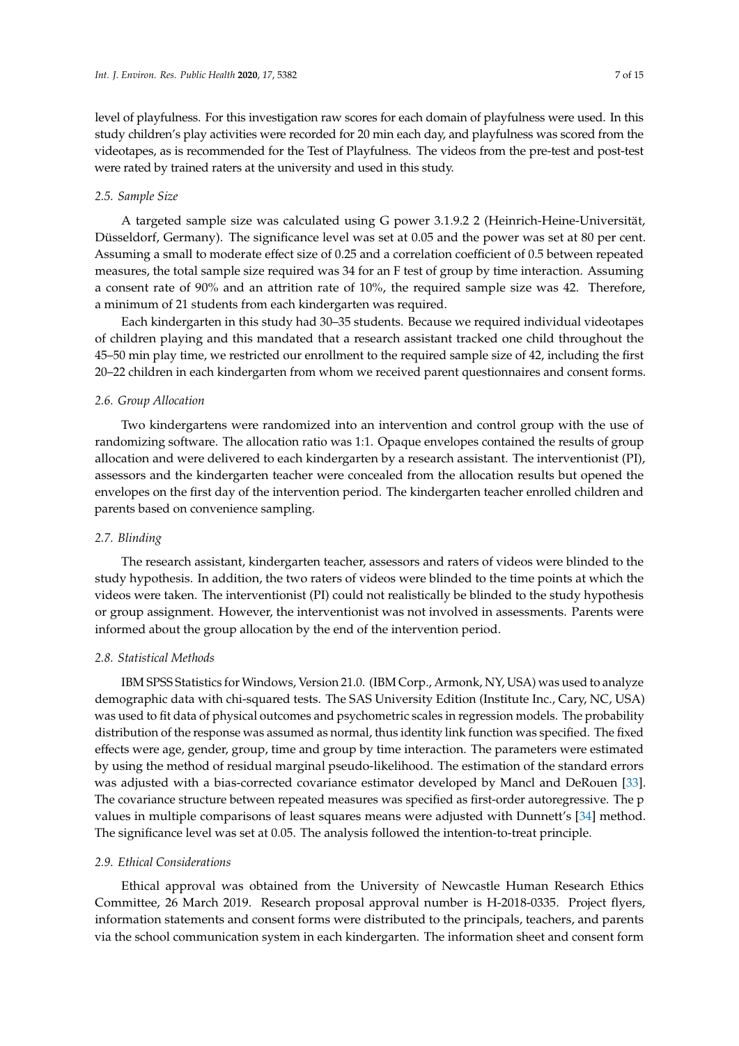level of playfulness. For this investigation raw scores for each domain of playfulness were used. In this study children's play activities were recorded for 20 min each day, and playfulness was scored from the videotapes, as is recommended for the Test of Playfulness. The videos from the pre-test and post-test were rated by trained raters at the university and used in this study.

### *2.5. Sample Size*

A targeted sample size was calculated using G power 3.1.9.2 2 (Heinrich-Heine-Universität, Düsseldorf, Germany). The significance level was set at 0.05 and the power was set at 80 per cent. Assuming a small to moderate effect size of 0.25 and a correlation coefficient of 0.5 between repeated measures, the total sample size required was 34 for an F test of group by time interaction. Assuming a consent rate of 90% and an attrition rate of 10%, the required sample size was 42. Therefore, a minimum of 21 students from each kindergarten was required.

Each kindergarten in this study had 30–35 students. Because we required individual videotapes of children playing and this mandated that a research assistant tracked one child throughout the 45–50 min play time, we restricted our enrollment to the required sample size of 42, including the first 20–22 children in each kindergarten from whom we received parent questionnaires and consent forms.

### *2.6. Group Allocation*

Two kindergartens were randomized into an intervention and control group with the use of randomizing software. The allocation ratio was 1:1. Opaque envelopes contained the results of group allocation and were delivered to each kindergarten by a research assistant. The interventionist (PI), assessors and the kindergarten teacher were concealed from the allocation results but opened the envelopes on the first day of the intervention period. The kindergarten teacher enrolled children and parents based on convenience sampling.

### *2.7. Blinding*

The research assistant, kindergarten teacher, assessors and raters of videos were blinded to the study hypothesis. In addition, the two raters of videos were blinded to the time points at which the videos were taken. The interventionist (PI) could not realistically be blinded to the study hypothesis or group assignment. However, the interventionist was not involved in assessments. Parents were informed about the group allocation by the end of the intervention period.

### *2.8. Statistical Methods*

IBM SPSS Statistics for Windows, Version 21.0. (IBM Corp., Armonk, NY, USA) was used to analyze demographic data with chi-squared tests. The SAS University Edition (Institute Inc., Cary, NC, USA) was used to fit data of physical outcomes and psychometric scales in regression models. The probability distribution of the response was assumed as normal, thus identity link function was specified. The fixed effects were age, gender, group, time and group by time interaction. The parameters were estimated by using the method of residual marginal pseudo-likelihood. The estimation of the standard errors was adjusted with a bias-corrected covariance estimator developed by Mancl and DeRouen [33]. The covariance structure between repeated measures was specified as first-order autoregressive. The p values in multiple comparisons of least squares means were adjusted with Dunnett's [34] method. The significance level was set at 0.05. The analysis followed the intention-to-treat principle.

### *2.9. Ethical Considerations*

Ethical approval was obtained from the University of Newcastle Human Research Ethics Committee, 26 March 2019. Research proposal approval number is H-2018-0335. Project flyers, information statements and consent forms were distributed to the principals, teachers, and parents via the school communication system in each kindergarten. The information sheet and consent form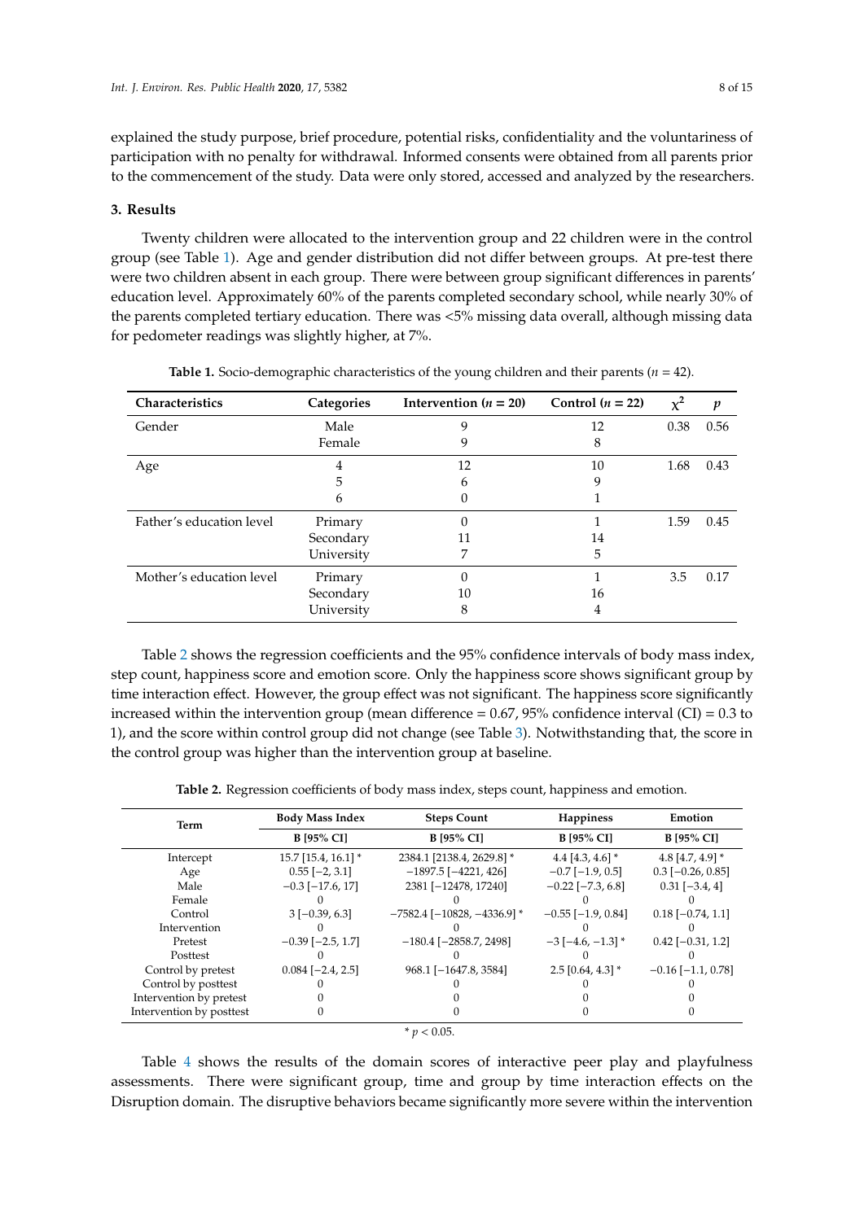explained the study purpose, brief procedure, potential risks, confidentiality and the voluntariness of participation with no penalty for withdrawal. Informed consents were obtained from all parents prior to the commencement of the study. Data were only stored, accessed and analyzed by the researchers.

## 3. Results

Twenty children were allocated to the intervention group and 22 children were in the control group (see Table 1). Age and gender distribution did not differ between groups. At pre-test there were two children absent in each group. There were between group significant differences in parents' education level. Approximately 60% of the parents completed secondary school, while nearly 30% of the parents completed tertiary education. There was <5% missing data overall, although missing data for pedometer readings was slightly higher, at 7%.

**Table 1.** Socio-demographic characteristics of the young children and their parents ($n = 42$).

| Characteristics | Categories | Intervention ($n = 20$) | Control ($n = 22$) | $\chi^2$ | $p$ |
|---|---|---|---|---|---|
| Gender | Male | 9 | 12 | 0.38 | 0.56 |
| | Female | 9 | 8 | | |
| Age | 4 | 12 | 10 | 1.68 | 0.43 |
| | 5 | 6 | 9 | | |
| | 6 | 0 | 1 | | |
| Father's education level | Primary | 0 | 1 | 1.59 | 0.45 |
| | Secondary | 11 | 14 | | |
| | University | 7 | 5 | | |
| Mother's education level | Primary | 0 | 1 | 3.5 | 0.17 |
| | Secondary | 10 | 16 | | |
| | University | 8 | 4 | | |

Table 2 shows the regression coefficients and the 95% confidence intervals of body mass index, step count, happiness score and emotion score. Only the happiness score shows significant group by time interaction effect. However, the group effect was not significant. The happiness score significantly increased within the intervention group (mean difference = 0.67, 95% confidence interval (CI) = 0.3 to 1), and the score within control group did not change (see Table 3). Notwithstanding that, the score in the control group was higher than the intervention group at baseline.

**Table 2.** Regression coefficients of body mass index, steps count, happiness and emotion.

| Term | Body Mass Index | Steps Count | Happiness | Emotion |
|---|---|---|---|---|
| | B [95% CI] | B [95% CI] | B [95% CI] | B [95% CI] |
| Intercept | 15.7 [15.4, 16.1] * | 2384.1 [2138.4, 2629.8] * | 4.4 [4.3, 4.6] * | 4.8 [4.7, 4.9] * |
| Age | 0.55 [−2, 3.1] | −1897.5 [−4221, 426] | −0.7 [−1.9, 0.5] | 0.3 [−0.26, 0.85] |
| Male | −0.3 [−17.6, 17] | 2381 [−12478, 17240] | −0.22 [−7.3, 6.8] | 0.31 [−3.4, 4] |
| Female | 0 | 0 | 0 | 0 |
| Control | 3 [−0.39, 6.3] | −7582.4 [−10828, −4336.9] * | −0.55 [−1.9, 0.84] | 0.18 [−0.74, 1.1] |
| Intervention | 0 | 0 | 0 | 0 |
| Pretest | −0.39 [−2.5, 1.7] | −180.4 [−2858.7, 2498] | −3 [−4.6, −1.3] * | 0.42 [−0.31, 1.2] |
| Posttest | 0 | 0 | 0 | 0 |
| Control by pretest | 0.084 [−2.4, 2.5] | 968.1 [−1647.8, 3584] | 2.5 [0.64, 4.3] * | −0.16 [−1.1, 0.78] |
| Control by posttest | 0 | 0 | 0 | 0 |
| Intervention by pretest | 0 | 0 | 0 | 0 |
| Intervention by posttest | 0 | 0 | 0 | 0 |

* $p < 0.05$.

Table 4 shows the results of the domain scores of interactive peer play and playfulness assessments. There were significant group, time and group by time interaction effects on the Disruption domain. The disruptive behaviors became significantly more severe within the intervention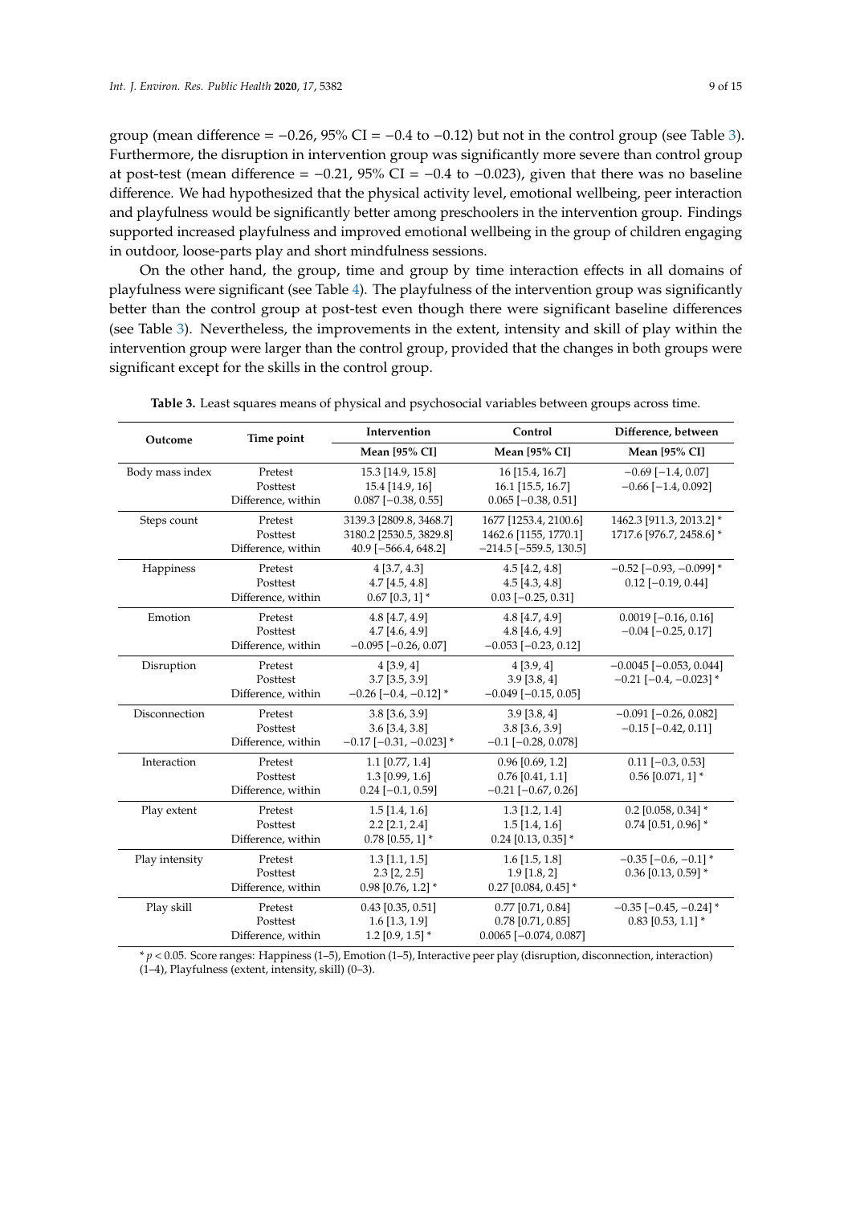group (mean difference = −0.26, 95% CI = −0.4 to −0.12) but not in the control group (see Table 3). Furthermore, the disruption in intervention group was significantly more severe than control group at post-test (mean difference = −0.21, 95% CI = −0.4 to −0.023), given that there was no baseline difference. We had hypothesized that the physical activity level, emotional wellbeing, peer interaction and playfulness would be significantly better among preschoolers in the intervention group. Findings supported increased playfulness and improved emotional wellbeing in the group of children engaging in outdoor, loose-parts play and short mindfulness sessions.

On the other hand, the group, time and group by time interaction effects in all domains of playfulness were significant (see Table 4). The playfulness of the intervention group was significantly better than the control group at post-test even though there were significant baseline differences (see Table 3). Nevertheless, the improvements in the extent, intensity and skill of play within the intervention group were larger than the control group, provided that the changes in both groups were significant except for the skills in the control group.

**Table 3.** Least squares means of physical and psychosocial variables between groups across time.

| Outcome | Time point | Intervention | Control | Difference, between |
|---|---|---|---|---|
| | | Mean [95% CI] | Mean [95% CI] | Mean [95% CI] |
| Body mass index | Pretest | 15.3 [14.9, 15.8] | 16 [15.4, 16.7] | −0.69 [−1.4, 0.07] |
| | Posttest | 15.4 [14.9, 16] | 16.1 [15.5, 16.7] | −0.66 [−1.4, 0.092] |
| | Difference, within | 0.087 [−0.38, 0.55] | 0.065 [−0.38, 0.51] | |
| Steps count | Pretest | 3139.3 [2809.8, 3468.7] | 1677 [1253.4, 2100.6] | 1462.3 [911.3, 2013.2] * |
| | Posttest | 3180.2 [2530.5, 3829.8] | 1462.6 [1155, 1770.1] | 1717.6 [976.7, 2458.6] * |
| | Difference, within | 40.9 [−566.4, 648.2] | −214.5 [−559.5, 130.5] | |
| Happiness | Pretest | 4 [3.7, 4.3] | 4.5 [4.2, 4.8] | −0.52 [−0.93, −0.099] * |
| | Posttest | 4.7 [4.5, 4.8] | 4.5 [4.3, 4.8] | 0.12 [−0.19, 0.44] |
| | Difference, within | 0.67 [0.3, 1] * | 0.03 [−0.25, 0.31] | |
| Emotion | Pretest | 4.8 [4.7, 4.9] | 4.8 [4.7, 4.9] | 0.0019 [−0.16, 0.16] |
| | Posttest | 4.7 [4.6, 4.9] | 4.8 [4.6, 4.9] | −0.04 [−0.25, 0.17] |
| | Difference, within | −0.095 [−0.26, 0.07] | −0.053 [−0.23, 0.12] | |
| Disruption | Pretest | 4 [3.9, 4] | 4 [3.9, 4] | −0.0045 [−0.053, 0.044] |
| | Posttest | 3.7 [3.5, 3.9] | 3.9 [3.8, 4] | −0.21 [−0.4, −0.023] * |
| | Difference, within | −0.26 [−0.4, −0.12] * | −0.049 [−0.15, 0.05] | |
| Disconnection | Pretest | 3.8 [3.6, 3.9] | 3.9 [3.8, 4] | −0.091 [−0.26, 0.082] |
| | Posttest | 3.6 [3.4, 3.8] | 3.8 [3.6, 3.9] | −0.15 [−0.42, 0.11] |
| | Difference, within | −0.17 [−0.31, −0.023] * | −0.1 [−0.28, 0.078] | |
| Interaction | Pretest | 1.1 [0.77, 1.4] | 0.96 [0.69, 1.2] | 0.11 [−0.3, 0.53] |
| | Posttest | 1.3 [0.99, 1.6] | 0.76 [0.41, 1.1] | 0.56 [0.071, 1] * |
| | Difference, within | 0.24 [−0.1, 0.59] | −0.21 [−0.67, 0.26] | |
| Play extent | Pretest | 1.5 [1.4, 1.6] | 1.3 [1.2, 1.4] | 0.2 [0.058, 0.34] * |
| | Posttest | 2.2 [2.1, 2.4] | 1.5 [1.4, 1.6] | 0.74 [0.51, 0.96] * |
| | Difference, within | 0.78 [0.55, 1] * | 0.24 [0.13, 0.35] * | |
| Play intensity | Pretest | 1.3 [1.1, 1.5] | 1.6 [1.5, 1.8] | −0.35 [−0.6, −0.1] * |
| | Posttest | 2.3 [2, 2.5] | 1.9 [1.8, 2] | 0.36 [0.13, 0.59] * |
| | Difference, within | 0.98 [0.76, 1.2] * | 0.27 [0.084, 0.45] * | |
| Play skill | Pretest | 0.43 [0.35, 0.51] | 0.77 [0.71, 0.84] | −0.35 [−0.45, −0.24] * |
| | Posttest | 1.6 [1.3, 1.9] | 0.78 [0.71, 0.85] | 0.83 [0.53, 1.1] * |
| | Difference, within | 1.2 [0.9, 1.5] * | 0.0065 [−0.074, 0.087] | |

* $p < 0.05$. Score ranges: Happiness (1–5), Emotion (1–5), Interactive peer play (disruption, disconnection, interaction) (1–4), Playfulness (extent, intensity, skill) (0–3).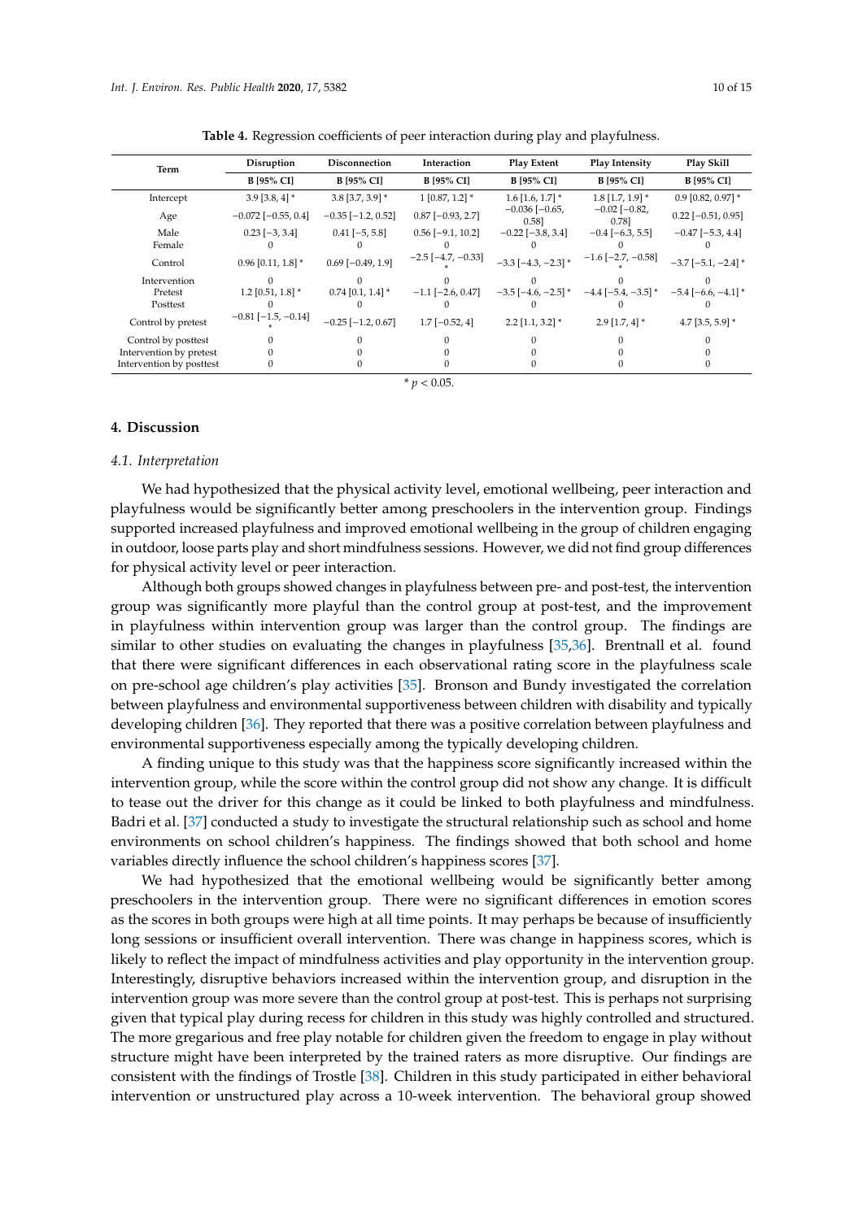**Table 4.** Regression coefficients of peer interaction during play and playfulness.

| Term | Disruption | Disconnection | Interaction | Play Extent | Play Intensity | Play Skill |
|---|---|---|---|---|---|---|
| | B [95% CI] | B [95% CI] | B [95% CI] | B [95% CI] | B [95% CI] | B [95% CI] |
| Intercept | 3.9 [3.8, 4] * | 3.8 [3.7, 3.9] * | 1 [0.87, 1.2] * | 1.6 [1.6, 1.7] * | 1.8 [1.7, 1.9] * | 0.9 [0.82, 0.97] * |
| Age | −0.072 [−0.55, 0.4] | −0.35 [−1.2, 0.52] | 0.87 [−0.93, 2.7] | −0.036 [−0.65, 0.58] | −0.02 [−0.82, 0.78] | 0.22 [−0.51, 0.95] |
| Male | 0.23 [−3, 3.4] | 0.41 [−5, 5.8] | 0.56 [−9.1, 10.2] | −0.22 [−3.8, 3.4] | −0.4 [−6.3, 5.5] | −0.47 [−5.3, 4.4] |
| Female | 0 | 0 | 0 | 0 | 0 | 0 |
| Control | 0.96 [0.11, 1.8] * | 0.69 [−0.49, 1.9] | −2.5 [−4.7, −0.33] * | −3.3 [−4.3, −2.3] * | −1.6 [−2.7, −0.58] * | −3.7 [−5.1, −2.4] * |
| Intervention | 0 | 0 | 0 | 0 | 0 | 0 |
| Pretest | 1.2 [0.51, 1.8] * | 0.74 [0.1, 1.4] * | −1.1 [−2.6, 0.47] | −3.5 [−4.6, −2.5] * | −4.4 [−5.4, −3.5] * | −5.4 [−6.6, −4.1] * |
| Posttest | 0 | 0 | 0 | 0 | 0 | 0 |
| Control by pretest | −0.81 [−1.5, −0.14] * | −0.25 [−1.2, 0.67] | 1.7 [−0.52, 4] | 2.2 [1.1, 3.2] * | 2.9 [1.7, 4] * | 4.7 [3.5, 5.9] * |
| Control by posttest | 0 | 0 | 0 | 0 | 0 | 0 |
| Intervention by pretest | 0 | 0 | 0 | 0 | 0 | 0 |
| Intervention by posttest | 0 | 0 | 0 | 0 | 0 | 0 |

* $p < 0.05$.

## 4. Discussion

### 4.1. Interpretation

We had hypothesized that the physical activity level, emotional wellbeing, peer interaction and playfulness would be significantly better among preschoolers in the intervention group. Findings supported increased playfulness and improved emotional wellbeing in the group of children engaging in outdoor, loose parts play and short mindfulness sessions. However, we did not find group differences for physical activity level or peer interaction.

Although both groups showed changes in playfulness between pre- and post-test, the intervention group was significantly more playful than the control group at post-test, and the improvement in playfulness within intervention group was larger than the control group. The findings are similar to other studies on evaluating the changes in playfulness [35,36]. Brentnall et al. found that there were significant differences in each observational rating score in the playfulness scale on pre-school age children's play activities [35]. Bronson and Bundy investigated the correlation between playfulness and environmental supportiveness between children with disability and typically developing children [36]. They reported that there was a positive correlation between playfulness and environmental supportiveness especially among the typically developing children.

A finding unique to this study was that the happiness score significantly increased within the intervention group, while the score within the control group did not show any change. It is difficult to tease out the driver for this change as it could be linked to both playfulness and mindfulness. Badri et al. [37] conducted a study to investigate the structural relationship such as school and home environments on school children's happiness. The findings showed that both school and home variables directly influence the school children's happiness scores [37].

We had hypothesized that the emotional wellbeing would be significantly better among preschoolers in the intervention group. There were no significant differences in emotion scores as the scores in both groups were high at all time points. It may perhaps be because of insufficiently long sessions or insufficient overall intervention. There was change in happiness scores, which is likely to reflect the impact of mindfulness activities and play opportunity in the intervention group. Interestingly, disruptive behaviors increased within the intervention group, and disruption in the intervention group was more severe than the control group at post-test. This is perhaps not surprising given that typical play during recess for children in this study was highly controlled and structured. The more gregarious and free play notable for children given the freedom to engage in play without structure might have been interpreted by the trained raters as more disruptive. Our findings are consistent with the findings of Trostle [38]. Children in this study participated in either behavioral intervention or unstructured play across a 10-week intervention. The behavioral group showed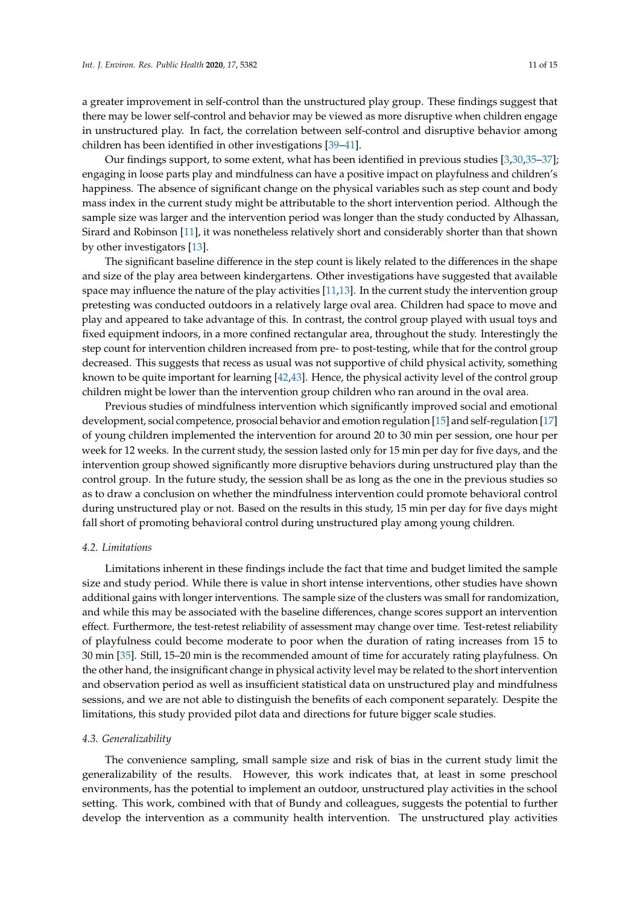a greater improvement in self-control than the unstructured play group. These findings suggest that there may be lower self-control and behavior may be viewed as more disruptive when children engage in unstructured play. In fact, the correlation between self-control and disruptive behavior among children has been identified in other investigations [39–41].

Our findings support, to some extent, what has been identified in previous studies [3,30,35–37]; engaging in loose parts play and mindfulness can have a positive impact on playfulness and children's happiness. The absence of significant change on the physical variables such as step count and body mass index in the current study might be attributable to the short intervention period. Although the sample size was larger and the intervention period was longer than the study conducted by Alhassan, Sirard and Robinson [11], it was nonetheless relatively short and considerably shorter than that shown by other investigators [13].

The significant baseline difference in the step count is likely related to the differences in the shape and size of the play area between kindergartens. Other investigations have suggested that available space may influence the nature of the play activities [11,13]. In the current study the intervention group pretesting was conducted outdoors in a relatively large oval area. Children had space to move and play and appeared to take advantage of this. In contrast, the control group played with usual toys and fixed equipment indoors, in a more confined rectangular area, throughout the study. Interestingly the step count for intervention children increased from pre- to post-testing, while that for the control group decreased. This suggests that recess as usual was not supportive of child physical activity, something known to be quite important for learning [42,43]. Hence, the physical activity level of the control group children might be lower than the intervention group children who ran around in the oval area.

Previous studies of mindfulness intervention which significantly improved social and emotional development, social competence, prosocial behavior and emotion regulation [15] and self-regulation [17] of young children implemented the intervention for around 20 to 30 min per session, one hour per week for 12 weeks. In the current study, the session lasted only for 15 min per day for five days, and the intervention group showed significantly more disruptive behaviors during unstructured play than the control group. In the future study, the session shall be as long as the one in the previous studies so as to draw a conclusion on whether the mindfulness intervention could promote behavioral control during unstructured play or not. Based on the results in this study, 15 min per day for five days might fall short of promoting behavioral control during unstructured play among young children.

### 4.2. Limitations

Limitations inherent in these findings include the fact that time and budget limited the sample size and study period. While there is value in short intense interventions, other studies have shown additional gains with longer interventions. The sample size of the clusters was small for randomization, and while this may be associated with the baseline differences, change scores support an intervention effect. Furthermore, the test-retest reliability of assessment may change over time. Test-retest reliability of playfulness could become moderate to poor when the duration of rating increases from 15 to 30 min [35]. Still, 15–20 min is the recommended amount of time for accurately rating playfulness. On the other hand, the insignificant change in physical activity level may be related to the short intervention and observation period as well as insufficient statistical data on unstructured play and mindfulness sessions, and we are not able to distinguish the benefits of each component separately. Despite the limitations, this study provided pilot data and directions for future bigger scale studies.

### 4.3. Generalizability

The convenience sampling, small sample size and risk of bias in the current study limit the generalizability of the results. However, this work indicates that, at least in some preschool environments, has the potential to implement an outdoor, unstructured play activities in the school setting. This work, combined with that of Bundy and colleagues, suggests the potential to further develop the intervention as a community health intervention. The unstructured play activities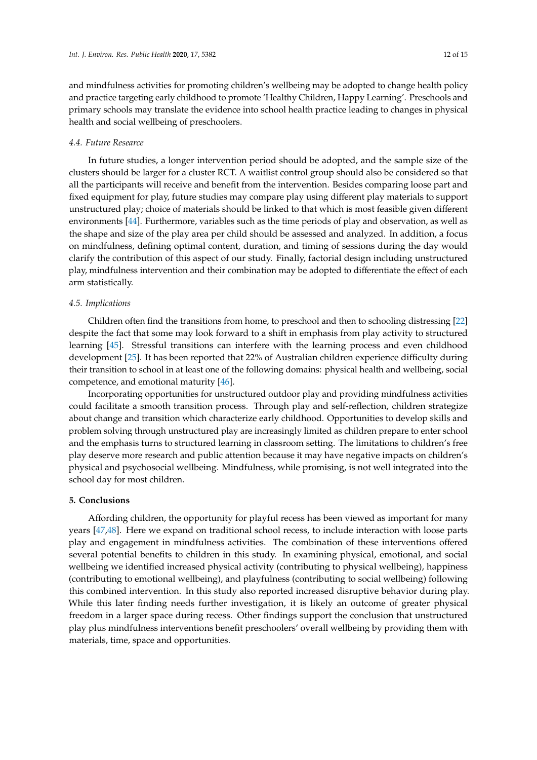and mindfulness activities for promoting children's wellbeing may be adopted to change health policy and practice targeting early childhood to promote 'Healthy Children, Happy Learning'. Preschools and primary schools may translate the evidence into school health practice leading to changes in physical health and social wellbeing of preschoolers.

### *4.4. Future Researce*

In future studies, a longer intervention period should be adopted, and the sample size of the clusters should be larger for a cluster RCT. A waitlist control group should also be considered so that all the participants will receive and benefit from the intervention. Besides comparing loose part and fixed equipment for play, future studies may compare play using different play materials to support unstructured play; choice of materials should be linked to that which is most feasible given different environments [44]. Furthermore, variables such as the time periods of play and observation, as well as the shape and size of the play area per child should be assessed and analyzed. In addition, a focus on mindfulness, defining optimal content, duration, and timing of sessions during the day would clarify the contribution of this aspect of our study. Finally, factorial design including unstructured play, mindfulness intervention and their combination may be adopted to differentiate the effect of each arm statistically.

### *4.5. Implications*

Children often find the transitions from home, to preschool and then to schooling distressing [22] despite the fact that some may look forward to a shift in emphasis from play activity to structured learning [45]. Stressful transitions can interfere with the learning process and even childhood development [25]. It has been reported that 22% of Australian children experience difficulty during their transition to school in at least one of the following domains: physical health and wellbeing, social competence, and emotional maturity [46].

Incorporating opportunities for unstructured outdoor play and providing mindfulness activities could facilitate a smooth transition process. Through play and self-reflection, children strategize about change and transition which characterize early childhood. Opportunities to develop skills and problem solving through unstructured play are increasingly limited as children prepare to enter school and the emphasis turns to structured learning in classroom setting. The limitations to children's free play deserve more research and public attention because it may have negative impacts on children's physical and psychosocial wellbeing. Mindfulness, while promising, is not well integrated into the school day for most children.

## **5. Conclusions**

Affording children, the opportunity for playful recess has been viewed as important for many years [47,48]. Here we expand on traditional school recess, to include interaction with loose parts play and engagement in mindfulness activities. The combination of these interventions offered several potential benefits to children in this study. In examining physical, emotional, and social wellbeing we identified increased physical activity (contributing to physical wellbeing), happiness (contributing to emotional wellbeing), and playfulness (contributing to social wellbeing) following this combined intervention. In this study also reported increased disruptive behavior during play. While this later finding needs further investigation, it is likely an outcome of greater physical freedom in a larger space during recess. Other findings support the conclusion that unstructured play plus mindfulness interventions benefit preschoolers' overall wellbeing by providing them with materials, time, space and opportunities.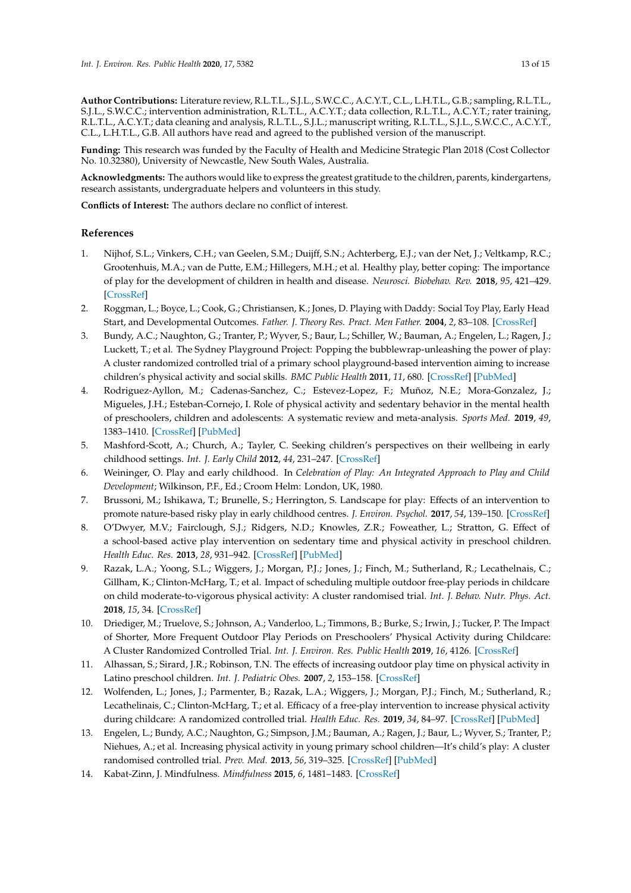**Author Contributions:** Literature review, R.L.T.L., S.J.L., S.W.C.C., A.C.Y.T., C.L., L.H.T.L., G.B.; sampling, R.L.T.L., S.J.L., S.W.C.C.; intervention administration, R.L.T.L., A.C.Y.T.; data collection, R.L.T.L., A.C.Y.T.; rater training, R.L.T.L., A.C.Y.T.; data cleaning and analysis, R.L.T.L., S.J.L.; manuscript writing, R.L.T.L., S.J.L., S.W.C.C., A.C.Y.T., C.L., L.H.T.L., G.B. All authors have read and agreed to the published version of the manuscript.

**Funding:** This research was funded by the Faculty of Health and Medicine Strategic Plan 2018 (Cost Collector No. 10.32380), University of Newcastle, New South Wales, Australia.

**Acknowledgments:** The authors would like to express the greatest gratitude to the children, parents, kindergartens, research assistants, undergraduate helpers and volunteers in this study.

**Conflicts of Interest:** The authors declare no conflict of interest.

## References

1. Nijhof, S.L.; Vinkers, C.H.; van Geelen, S.M.; Duijff, S.N.; Achterberg, E.J.; van der Net, J.; Veltkamp, R.C.; Grootenhuis, M.A.; van de Putte, E.M.; Hillegers, M.H.; et al. Healthy play, better coping: The importance of play for the development of children in health and disease. *Neurosci. Biobehav. Rev.* **2018**, *95*, 421–429. [CrossRef]
2. Roggman, L.; Boyce, L.; Cook, G.; Christiansen, K.; Jones, D. Playing with Daddy: Social Toy Play, Early Head Start, and Developmental Outcomes. *Father. J. Theory Res. Pract. Men Father.* **2004**, *2*, 83–108. [CrossRef]
3. Bundy, A.C.; Naughton, G.; Tranter, P.; Wyver, S.; Baur, L.; Schiller, W.; Bauman, A.; Engelen, L.; Ragen, J.; Luckett, T.; et al. The Sydney Playground Project: Popping the bubblewrap-unleashing the power of play: A cluster randomized controlled trial of a primary school playground-based intervention aiming to increase children's physical activity and social skills. *BMC Public Health* **2011**, *11*, 680. [CrossRef] [PubMed]
4. Rodriguez-Ayllon, M.; Cadenas-Sanchez, C.; Estevez-Lopez, F.; Muñoz, N.E.; Mora-Gonzalez, J.; Migueles, J.H.; Esteban-Cornejo, I. Role of physical activity and sedentary behavior in the mental health of preschoolers, children and adolescents: A systematic review and meta-analysis. *Sports Med.* **2019**, *49*, 1383–1410. [CrossRef] [PubMed]
5. Mashford-Scott, A.; Church, A.; Tayler, C. Seeking children's perspectives on their wellbeing in early childhood settings. *Int. J. Early Child* **2012**, *44*, 231–247. [CrossRef]
6. Weininger, O. Play and early childhood. In *Celebration of Play: An Integrated Approach to Play and Child Development*; Wilkinson, P.F., Ed.; Croom Helm: London, UK, 1980.
7. Brussoni, M.; Ishikawa, T.; Brunelle, S.; Herrington, S. Landscape for play: Effects of an intervention to promote nature-based risky play in early childhood centres. *J. Environ. Psychol.* **2017**, *54*, 139–150. [CrossRef]
8. O'Dwyer, M.V.; Fairclough, S.J.; Ridgers, N.D.; Knowles, Z.R.; Foweather, L.; Stratton, G. Effect of a school-based active play intervention on sedentary time and physical activity in preschool children. *Health Educ. Res.* **2013**, *28*, 931–942. [CrossRef] [PubMed]
9. Razak, L.A.; Yoong, S.L.; Wiggers, J.; Morgan, P.J.; Jones, J.; Finch, M.; Sutherland, R.; Lecathelnais, C.; Gillham, K.; Clinton-McHarg, T.; et al. Impact of scheduling multiple outdoor free-play periods in childcare on child moderate-to-vigorous physical activity: A cluster randomised trial. *Int. J. Behav. Nutr. Phys. Act.* **2018**, *15*, 34. [CrossRef]
10. Driediger, M.; Truelove, S.; Johnson, A.; Vanderloo, L.; Timmons, B.; Burke, S.; Irwin, J.; Tucker, P. The Impact of Shorter, More Frequent Outdoor Play Periods on Preschoolers' Physical Activity during Childcare: A Cluster Randomized Controlled Trial. *Int. J. Environ. Res. Public Health* **2019**, *16*, 4126. [CrossRef]
11. Alhassan, S.; Sirard, J.R.; Robinson, T.N. The effects of increasing outdoor play time on physical activity in Latino preschool children. *Int. J. Pediatric Obes.* **2007**, *2*, 153–158. [CrossRef]
12. Wolfenden, L.; Jones, J.; Parmenter, B.; Razak, L.A.; Wiggers, J.; Morgan, P.J.; Finch, M.; Sutherland, R.; Lecathelinais, C.; Clinton-McHarg, T.; et al. Efficacy of a free-play intervention to increase physical activity during childcare: A randomized controlled trial. *Health Educ. Res.* **2019**, *34*, 84–97. [CrossRef] [PubMed]
13. Engelen, L.; Bundy, A.C.; Naughton, G.; Simpson, J.M.; Bauman, A.; Ragen, J.; Baur, L.; Wyver, S.; Tranter, P.; Niehues, A.; et al. Increasing physical activity in young primary school children—It's child's play: A cluster randomised controlled trial. *Prev. Med.* **2013**, *56*, 319–325. [CrossRef] [PubMed]
14. Kabat-Zinn, J. Mindfulness. *Mindfulness* **2015**, *6*, 1481–1483. [CrossRef]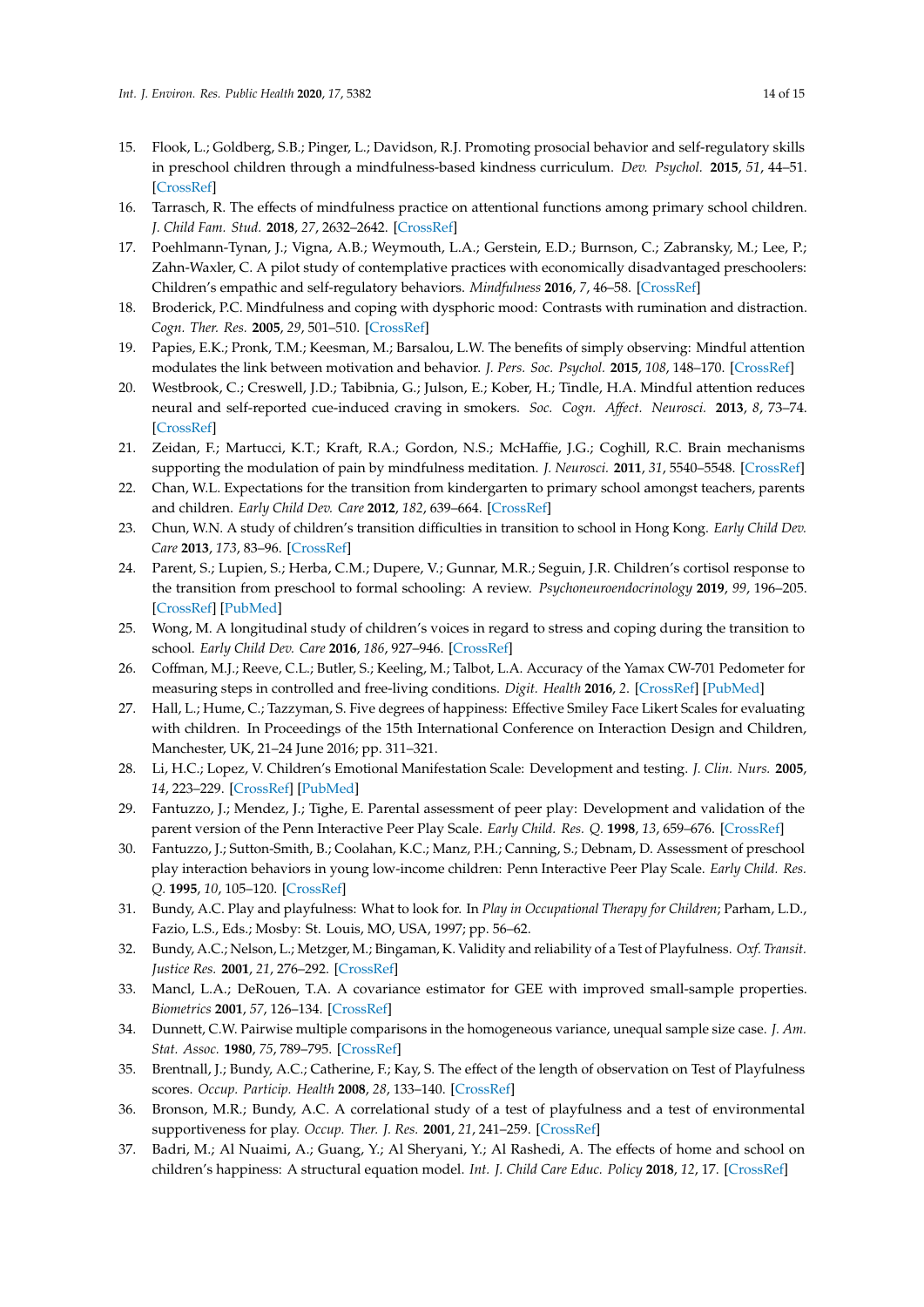15. Flook, L.; Goldberg, S.B.; Pinger, L.; Davidson, R.J. Promoting prosocial behavior and self-regulatory skills in preschool children through a mindfulness-based kindness curriculum. *Dev. Psychol.* **2015**, *51*, 44–51. [CrossRef]
16. Tarrasch, R. The effects of mindfulness practice on attentional functions among primary school children. *J. Child Fam. Stud.* **2018**, *27*, 2632–2642. [CrossRef]
17. Poehlmann-Tynan, J.; Vigna, A.B.; Weymouth, L.A.; Gerstein, E.D.; Burnson, C.; Zabransky, M.; Lee, P.; Zahn-Waxler, C. A pilot study of contemplative practices with economically disadvantaged preschoolers: Children's empathic and self-regulatory behaviors. *Mindfulness* **2016**, *7*, 46–58. [CrossRef]
18. Broderick, P.C. Mindfulness and coping with dysphoric mood: Contrasts with rumination and distraction. *Cogn. Ther. Res.* **2005**, *29*, 501–510. [CrossRef]
19. Papies, E.K.; Pronk, T.M.; Keesman, M.; Barsalou, L.W. The benefits of simply observing: Mindful attention modulates the link between motivation and behavior. *J. Pers. Soc. Psychol.* **2015**, *108*, 148–170. [CrossRef]
20. Westbrook, C.; Creswell, J.D.; Tabibnia, G.; Julson, E.; Kober, H.; Tindle, H.A. Mindful attention reduces neural and self-reported cue-induced craving in smokers. *Soc. Cogn. Affect. Neurosci.* **2013**, *8*, 73–74. [CrossRef]
21. Zeidan, F.; Martucci, K.T.; Kraft, R.A.; Gordon, N.S.; McHaffie, J.G.; Coghill, R.C. Brain mechanisms supporting the modulation of pain by mindfulness meditation. *J. Neurosci.* **2011**, *31*, 5540–5548. [CrossRef]
22. Chan, W.L. Expectations for the transition from kindergarten to primary school amongst teachers, parents and children. *Early Child Dev. Care* **2012**, *182*, 639–664. [CrossRef]
23. Chun, W.N. A study of children's transition difficulties in transition to school in Hong Kong. *Early Child Dev. Care* **2013**, *173*, 83–96. [CrossRef]
24. Parent, S.; Lupien, S.; Herba, C.M.; Dupere, V.; Gunnar, M.R.; Seguin, J.R. Children's cortisol response to the transition from preschool to formal schooling: A review. *Psychoneuroendocrinology* **2019**, *99*, 196–205. [CrossRef] [PubMed]
25. Wong, M. A longitudinal study of children's voices in regard to stress and coping during the transition to school. *Early Child Dev. Care* **2016**, *186*, 927–946. [CrossRef]
26. Coffman, M.J.; Reeve, C.L.; Butler, S.; Keeling, M.; Talbot, L.A. Accuracy of the Yamax CW-701 Pedometer for measuring steps in controlled and free-living conditions. *Digit. Health* **2016**, *2*. [CrossRef] [PubMed]
27. Hall, L.; Hume, C.; Tazzyman, S. Five degrees of happiness: Effective Smiley Face Likert Scales for evaluating with children. In Proceedings of the 15th International Conference on Interaction Design and Children, Manchester, UK, 21–24 June 2016; pp. 311–321.
28. Li, H.C.; Lopez, V. Children's Emotional Manifestation Scale: Development and testing. *J. Clin. Nurs.* **2005**, *14*, 223–229. [CrossRef] [PubMed]
29. Fantuzzo, J.; Mendez, J.; Tighe, E. Parental assessment of peer play: Development and validation of the parent version of the Penn Interactive Peer Play Scale. *Early Child. Res. Q.* **1998**, *13*, 659–676. [CrossRef]
30. Fantuzzo, J.; Sutton-Smith, B.; Coolahan, K.C.; Manz, P.H.; Canning, S.; Debnam, D. Assessment of preschool play interaction behaviors in young low-income children: Penn Interactive Peer Play Scale. *Early Child. Res. Q.* **1995**, *10*, 105–120. [CrossRef]
31. Bundy, A.C. Play and playfulness: What to look for. In *Play in Occupational Therapy for Children*; Parham, L.D., Fazio, L.S., Eds.; Mosby: St. Louis, MO, USA, 1997; pp. 56–62.
32. Bundy, A.C.; Nelson, L.; Metzger, M.; Bingaman, K. Validity and reliability of a Test of Playfulness. *Oxf. Transit. Justice Res.* **2001**, *21*, 276–292. [CrossRef]
33. Mancl, L.A.; DeRouen, T.A. A covariance estimator for GEE with improved small-sample properties. *Biometrics* **2001**, *57*, 126–134. [CrossRef]
34. Dunnett, C.W. Pairwise multiple comparisons in the homogeneous variance, unequal sample size case. *J. Am. Stat. Assoc.* **1980**, *75*, 789–795. [CrossRef]
35. Brentnall, J.; Bundy, A.C.; Catherine, F.; Kay, S. The effect of the length of observation on Test of Playfulness scores. *Occup. Particip. Health* **2008**, *28*, 133–140. [CrossRef]
36. Bronson, M.R.; Bundy, A.C. A correlational study of a test of playfulness and a test of environmental supportiveness for play. *Occup. Ther. J. Res.* **2001**, *21*, 241–259. [CrossRef]
37. Badri, M.; Al Nuaimi, A.; Guang, Y.; Al Sheryani, Y.; Al Rashedi, A. The effects of home and school on children's happiness: A structural equation model. *Int. J. Child Care Educ. Policy* **2018**, *12*, 17. [CrossRef]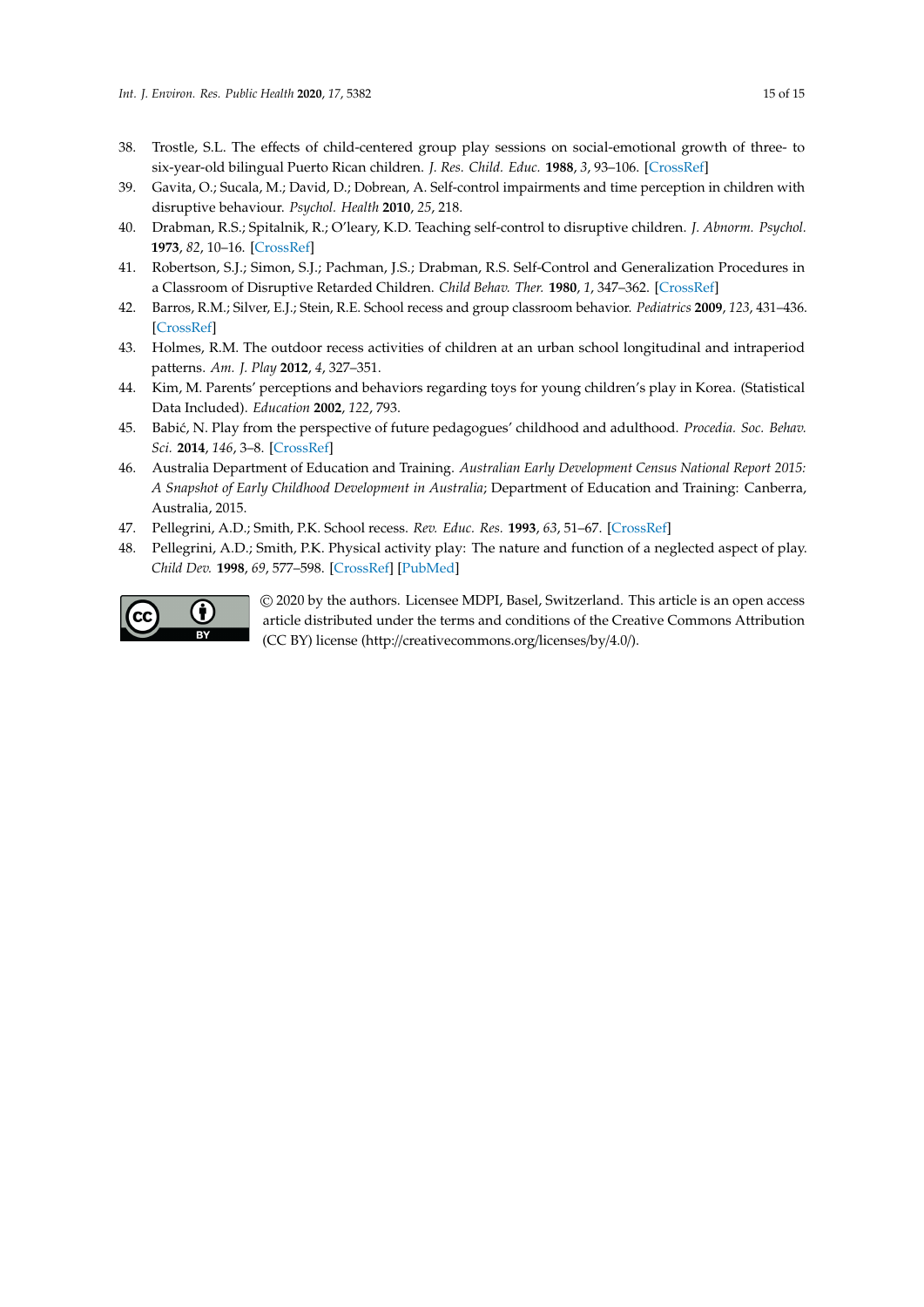38. Trostle, S.L. The effects of child-centered group play sessions on social-emotional growth of three- to six-year-old bilingual Puerto Rican children. *J. Res. Child. Educ.* **1988**, *3*, 93–106. [CrossRef]
39. Gavita, O.; Sucala, M.; David, D.; Dobrean, A. Self-control impairments and time perception in children with disruptive behaviour. *Psychol. Health* **2010**, *25*, 218.
40. Drabman, R.S.; Spitalnik, R.; O'leary, K.D. Teaching self-control to disruptive children. *J. Abnorm. Psychol.* **1973**, *82*, 10–16. [CrossRef]
41. Robertson, S.J.; Simon, S.J.; Pachman, J.S.; Drabman, R.S. Self-Control and Generalization Procedures in a Classroom of Disruptive Retarded Children. *Child Behav. Ther.* **1980**, *1*, 347–362. [CrossRef]
42. Barros, R.M.; Silver, E.J.; Stein, R.E. School recess and group classroom behavior. *Pediatrics* **2009**, *123*, 431–436. [CrossRef]
43. Holmes, R.M. The outdoor recess activities of children at an urban school longitudinal and intraperiod patterns. *Am. J. Play* **2012**, *4*, 327–351.
44. Kim, M. Parents' perceptions and behaviors regarding toys for young children's play in Korea. (Statistical Data Included). *Education* **2002**, *122*, 793.
45. Babić, N. Play from the perspective of future pedagogues' childhood and adulthood. *Procedia. Soc. Behav. Sci.* **2014**, *146*, 3–8. [CrossRef]
46. Australia Department of Education and Training. *Australian Early Development Census National Report 2015: A Snapshot of Early Childhood Development in Australia*; Department of Education and Training: Canberra, Australia, 2015.
47. Pellegrini, A.D.; Smith, P.K. School recess. *Rev. Educ. Res.* **1993**, *63*, 51–67. [CrossRef]
48. Pellegrini, A.D.; Smith, P.K. Physical activity play: The nature and function of a neglected aspect of play. *Child Dev.* **1998**, *69*, 577–598. [CrossRef] [PubMed]

© 2020 by the authors. Licensee MDPI, Basel, Switzerland. This article is an open access article distributed under the terms and conditions of the Creative Commons Attribution (CC BY) license (http://creativecommons.org/licenses/by/4.0/).